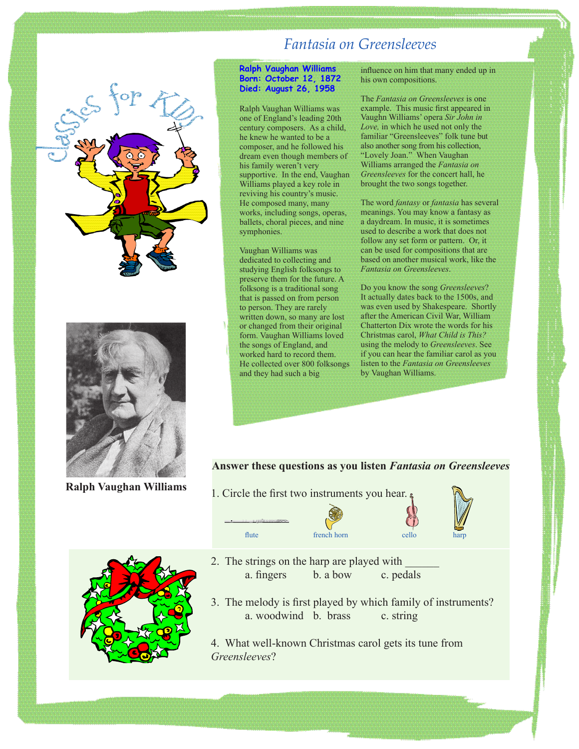# *Fantasia on Greensleeves*

Classics for KIDS

**Ralph Vaughan Williams**
**Born: October 12, 1872**
**Died: August 26, 1958**

Ralph Vaughan Williams was one of England's leading 20th century composers. As a child, he knew he wanted to be a composer, and he followed his dream even though members of his family weren't very supportive. In the end, Vaughan Williams played a key role in reviving his country's music. He composed many, many works, including songs, operas, ballets, choral pieces, and nine symphonies.

Vaughan Williams was dedicated to collecting and studying English folksongs to preserve them for the future. A folksong is a traditional song that is passed on from person to person. They are rarely written down, so many are lost or changed from their original form. Vaughan Williams loved the songs of England, and worked hard to record them. He collected over 800 folksongs and they had such a big influence on him that many ended up in his own compositions.

The *Fantasia on Greensleeves* is one example. This music first appeared in Vaughn Williams' opera *Sir John in Love,* in which he used not only the familiar "Greensleeves" folk tune but also another song from his collection, "Lovely Joan." When Vaughan Williams arranged the *Fantasia on Greensleeves* for the concert hall, he brought the two songs together.

The word *fantasy* or *fantasia* has several meanings. You may know a fantasy as a daydream. In music, it is sometimes used to describe a work that does not follow any set form or pattern. Or, it can be used for compositions that are based on another musical work, like the *Fantasia on Greensleeves*.

Do you know the song *Greensleeves*? It actually dates back to the 1500s, and was even used by Shakespeare. Shortly after the American Civil War, William Chatterton Dix wrote the words for his Christmas carol, *What Child is This?* using the melody to *Greensleeves*. See if you can hear the familiar carol as you listen to the *Fantasia on Greensleeves* by Vaughan Williams.

**Ralph Vaughan Williams**

**Answer these questions as you listen *Fantasia on Greensleeves***

1. Circle the first two instruments you hear.

   flute  french horn  cello  harp

2. The strings on the harp are played with ______
   a. fingers  b. a bow  c. pedals

3. The melody is first played by which family of instruments?
   a. woodwind  b. brass  c. string

4. What well-known Christmas carol gets its tune from *Greensleeves*?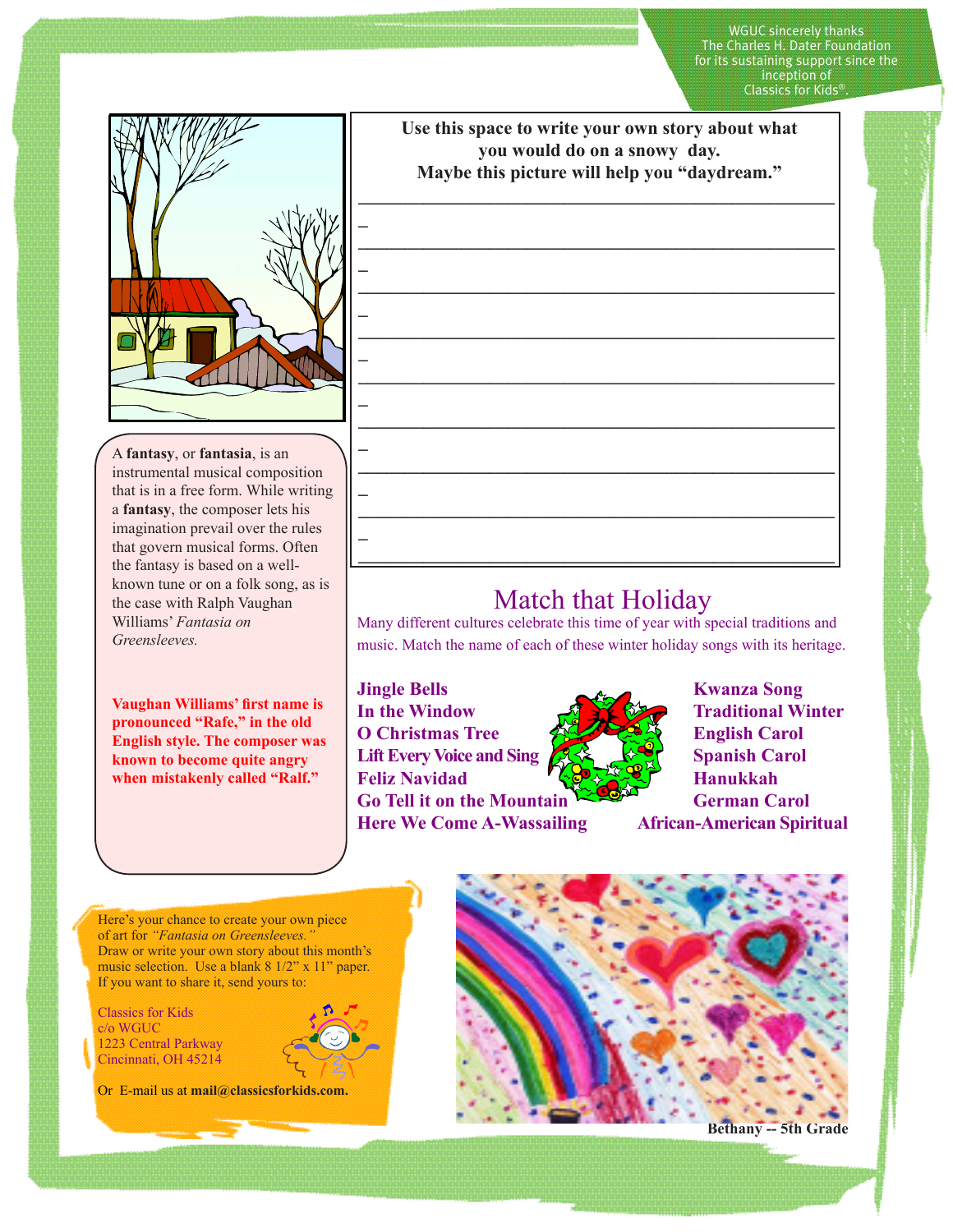WGUC sincerely thanks The Charles H. Dater Foundation for its sustaining support since the inception of Classics for Kids®.

**Use this space to write your own story about what you would do on a snowy day. Maybe this picture will help you "daydream."**

_______________________________________________

_______________________________________________

_______________________________________________

_______________________________________________

_______________________________________________

_______________________________________________

_______________________________________________

_______________________________________________

A **fantasy**, or **fantasia**, is an instrumental musical composition that is in a free form. While writing a **fantasy**, the composer lets his imagination prevail over the rules that govern musical forms. Often the fantasy is based on a well-known tune or on a folk song, as is the case with Ralph Vaughan Williams' *Fantasia on Greensleeves.*

**Vaughan Williams' first name is pronounced "Rafe," in the old English style. The composer was known to become quite angry when mistakenly called "Ralf."**

# Match that Holiday

Many different cultures celebrate this time of year with special traditions and music. Match the name of each of these winter holiday songs with its heritage.

| | |
|---|---|
| **Jingle Bells** | **Kwanza Song** |
| **In the Window** | **Traditional Winter** |
| **O Christmas Tree** | **English Carol** |
| **Lift Every Voice and Sing** | **Spanish Carol** |
| **Feliz Navidad** | **Hanukkah** |
| **Go Tell it on the Mountain** | **German Carol** |
| **Here We Come A-Wassailing** | **African-American Spiritual** |

Here's your chance to create your own piece of art for *"Fantasia on Greensleeves."* Draw or write your own story about this month's music selection. Use a blank 8 1/2" x 11" paper. If you want to share it, send yours to:

Classics for Kids
c/o WGUC
1223 Central Parkway
Cincinnati, OH 45214

Or E-mail us at **mail@classicsforkids.com.**

**Bethany -- 5th Grade**